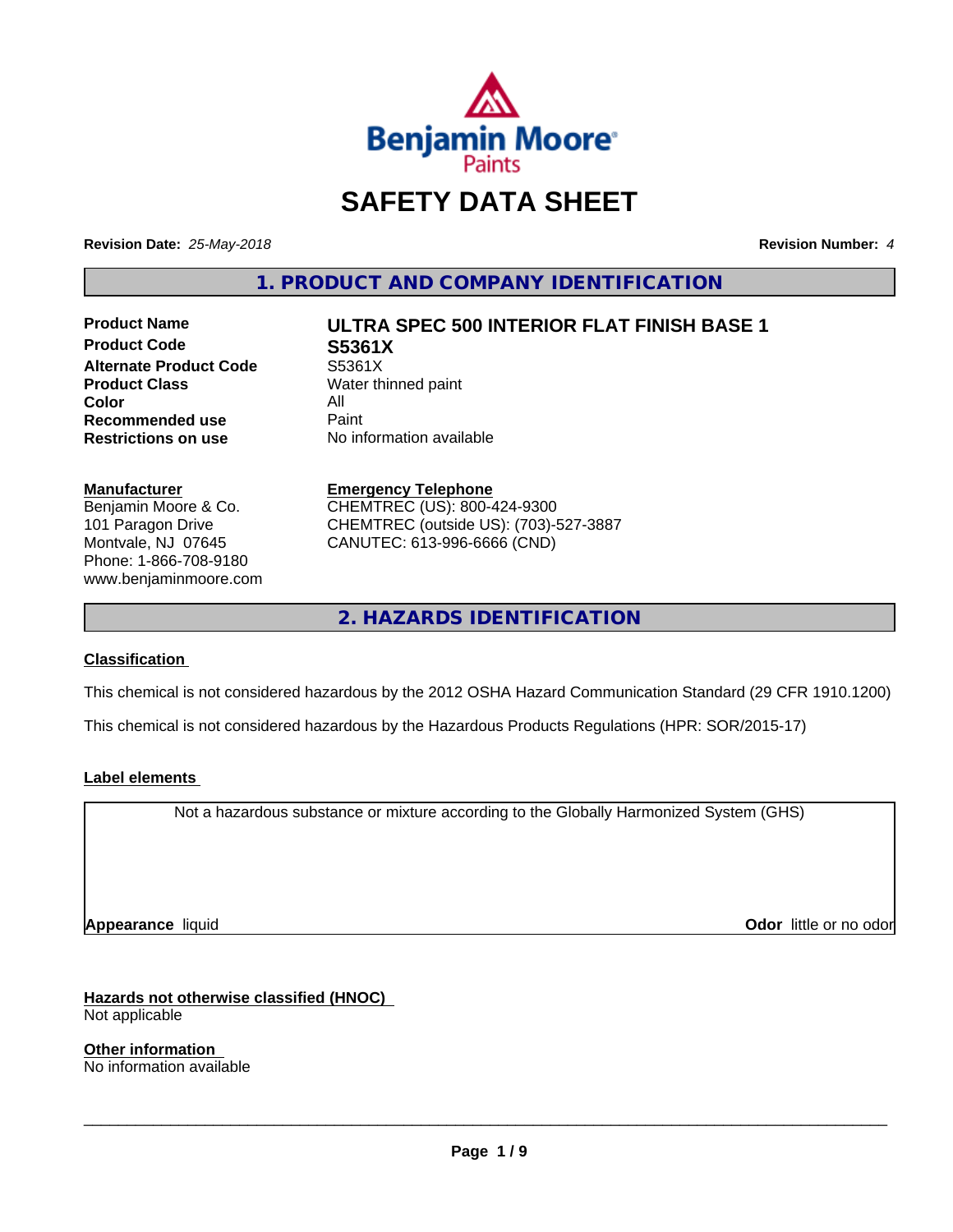# SAFETY DATA SHEET

**Revision Date:** *25-May-2018* **Revision Number:** *4*

## 1. PRODUCT AND COMPANY IDENTIFICATION

| | |
|---|---|
| **Product Name** | **ULTRA SPEC 500 INTERIOR FLAT FINISH BASE 1** |
| **Product Code** | **S5361X** |
| **Alternate Product Code** | S5361X |
| **Product Class** | Water thinned paint |
| **Color** | All |
| **Recommended use** | Paint |
| **Restrictions on use** | No information available |

**Manufacturer**
Benjamin Moore & Co.
101 Paragon Drive
Montvale, NJ 07645
Phone: 1-866-708-9180
www.benjaminmoore.com

**Emergency Telephone**
CHEMTREC (US): 800-424-9300
CHEMTREC (outside US): (703)-527-3887
CANUTEC: 613-996-6666 (CND)

## 2. HAZARDS IDENTIFICATION

**Classification**

This chemical is not considered hazardous by the 2012 OSHA Hazard Communication Standard (29 CFR 1910.1200)

This chemical is not considered hazardous by the Hazardous Products Regulations (HPR: SOR/2015-17)

**Label elements**

Not a hazardous substance or mixture according to the Globally Harmonized System (GHS)

**Appearance** liquid **Odor** little or no odor

**Hazards not otherwise classified (HNOC)**
Not applicable

**Other information**
No information available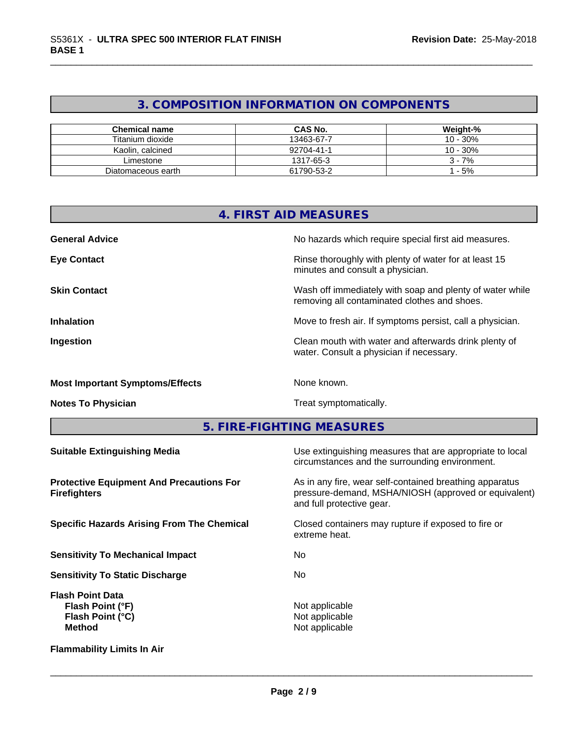## 3. COMPOSITION INFORMATION ON COMPONENTS

| Chemical name | CAS No. | Weight-% |
|---|---|---|
| Titanium dioxide | 13463-67-7 | 10 - 30% |
| Kaolin, calcined | 92704-41-1 | 10 - 30% |
| Limestone | 1317-65-3 | 3 - 7% |
| Diatomaceous earth | 61790-53-2 | 1 - 5% |

## 4. FIRST AID MEASURES

**General Advice** No hazards which require special first aid measures.

**Eye Contact** Rinse thoroughly with plenty of water for at least 15 minutes and consult a physician.

**Skin Contact** Wash off immediately with soap and plenty of water while removing all contaminated clothes and shoes.

**Inhalation** Move to fresh air. If symptoms persist, call a physician.

**Ingestion** Clean mouth with water and afterwards drink plenty of water. Consult a physician if necessary.

**Most Important Symptoms/Effects** None known.

**Notes To Physician** Treat symptomatically.

## 5. FIRE-FIGHTING MEASURES

**Suitable Extinguishing Media** Use extinguishing measures that are appropriate to local circumstances and the surrounding environment.

**Protective Equipment And Precautions For Firefighters** As in any fire, wear self-contained breathing apparatus pressure-demand, MSHA/NIOSH (approved or equivalent) and full protective gear.

**Specific Hazards Arising From The Chemical** Closed containers may rupture if exposed to fire or extreme heat.

**Sensitivity To Mechanical Impact** No

**Sensitivity To Static Discharge** No

**Flash Point Data**
**Flash Point (°F)** Not applicable
**Flash Point (°C)** Not applicable
**Method** Not applicable

**Flammability Limits In Air**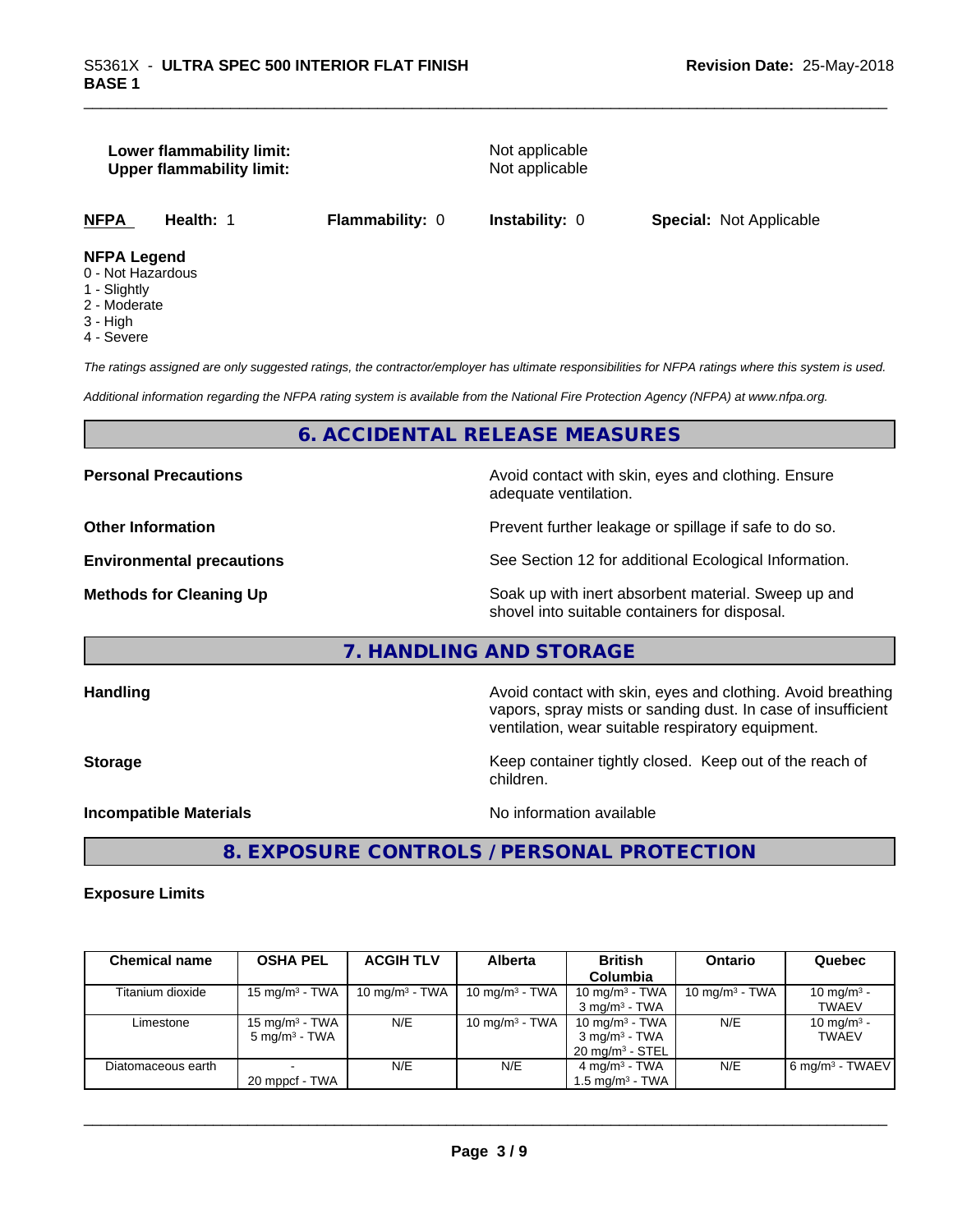**Lower flammability limit:** Not applicable
**Upper flammability limit:** Not applicable

| NFPA | Health: 1 | Flammability: 0 | Instability: 0 | Special: Not Applicable |
|---|---|---|---|---|

**NFPA Legend**
0 - Not Hazardous
1 - Slightly
2 - Moderate
3 - High
4 - Severe

*The ratings assigned are only suggested ratings, the contractor/employer has ultimate responsibilities for NFPA ratings where this system is used.*

*Additional information regarding the NFPA rating system is available from the National Fire Protection Agency (NFPA) at www.nfpa.org.*

## 6. ACCIDENTAL RELEASE MEASURES

**Personal Precautions** Avoid contact with skin, eyes and clothing. Ensure adequate ventilation.

**Other Information** Prevent further leakage or spillage if safe to do so.

**Environmental precautions** See Section 12 for additional Ecological Information.

**Methods for Cleaning Up** Soak up with inert absorbent material. Sweep up and shovel into suitable containers for disposal.

## 7. HANDLING AND STORAGE

**Handling** Avoid contact with skin, eyes and clothing. Avoid breathing vapors, spray mists or sanding dust. In case of insufficient ventilation, wear suitable respiratory equipment.

**Storage** Keep container tightly closed. Keep out of the reach of children.

**Incompatible Materials** No information available

## 8. EXPOSURE CONTROLS / PERSONAL PROTECTION

**Exposure Limits**

| Chemical name | OSHA PEL | ACGIH TLV | Alberta | British Columbia | Ontario | Quebec |
|---|---|---|---|---|---|---|
| Titanium dioxide | 15 mg/m³ - TWA | 10 mg/m³ - TWA | 10 mg/m³ - TWA | 10 mg/m³ - TWA<br>3 mg/m³ - TWA | 10 mg/m³ - TWA | 10 mg/m³ - TWAEV |
| Limestone | 15 mg/m³ - TWA<br>5 mg/m³ - TWA | N/E | 10 mg/m³ - TWA | 10 mg/m³ - TWA<br>3 mg/m³ - TWA<br>20 mg/m³ - STEL | N/E | 10 mg/m³ - TWAEV |
| Diatomaceous earth | -<br>20 mppcf - TWA | N/E | N/E | 4 mg/m³ - TWA<br>1.5 mg/m³ - TWA | N/E | 6 mg/m³ - TWAEV |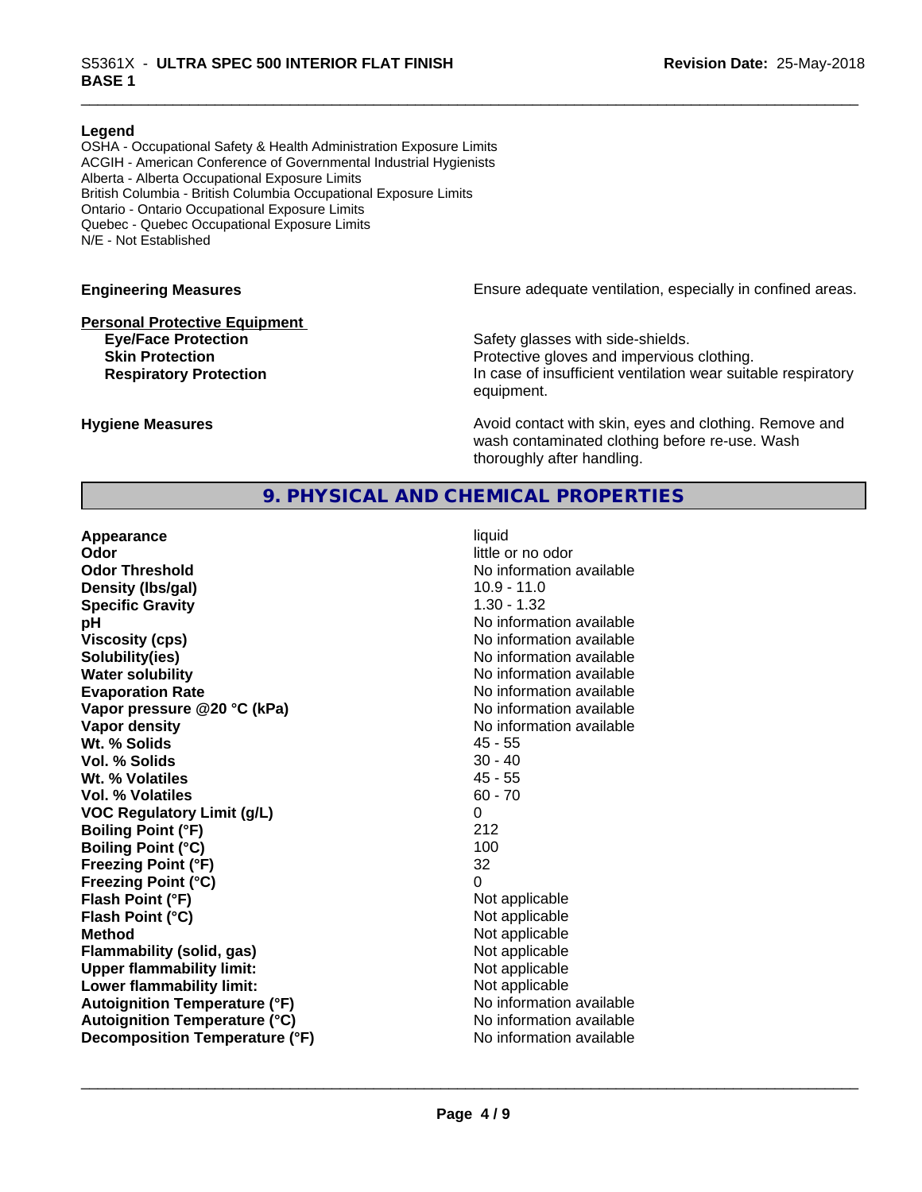**Legend**

OSHA - Occupational Safety & Health Administration Exposure Limits
ACGIH - American Conference of Governmental Industrial Hygienists
Alberta - Alberta Occupational Exposure Limits
British Columbia - British Columbia Occupational Exposure Limits
Ontario - Ontario Occupational Exposure Limits
Quebec - Quebec Occupational Exposure Limits
N/E - Not Established

**Engineering Measures** Ensure adequate ventilation, especially in confined areas.

**Personal Protective Equipment**

- **Eye/Face Protection** Safety glasses with side-shields.
- **Skin Protection** Protective gloves and impervious clothing.
- **Respiratory Protection** In case of insufficient ventilation wear suitable respiratory equipment.

**Hygiene Measures** Avoid contact with skin, eyes and clothing. Remove and wash contaminated clothing before re-use. Wash thoroughly after handling.

## 9. PHYSICAL AND CHEMICAL PROPERTIES

| Property | Value |
|---|---|
| **Appearance** | liquid |
| **Odor** | little or no odor |
| **Odor Threshold** | No information available |
| **Density (lbs/gal)** | 10.9 - 11.0 |
| **Specific Gravity** | 1.30 - 1.32 |
| **pH** | No information available |
| **Viscosity (cps)** | No information available |
| **Solubility(ies)** | No information available |
| **Water solubility** | No information available |
| **Evaporation Rate** | No information available |
| **Vapor pressure @20 °C (kPa)** | No information available |
| **Vapor density** | No information available |
| **Wt. % Solids** | 45 - 55 |
| **Vol. % Solids** | 30 - 40 |
| **Wt. % Volatiles** | 45 - 55 |
| **Vol. % Volatiles** | 60 - 70 |
| **VOC Regulatory Limit (g/L)** | 0 |
| **Boiling Point (°F)** | 212 |
| **Boiling Point (°C)** | 100 |
| **Freezing Point (°F)** | 32 |
| **Freezing Point (°C)** | 0 |
| **Flash Point (°F)** | Not applicable |
| **Flash Point (°C)** | Not applicable |
| **Method** | Not applicable |
| **Flammability (solid, gas)** | Not applicable |
| **Upper flammability limit:** | Not applicable |
| **Lower flammability limit:** | Not applicable |
| **Autoignition Temperature (°F)** | No information available |
| **Autoignition Temperature (°C)** | No information available |
| **Decomposition Temperature (°F)** | No information available |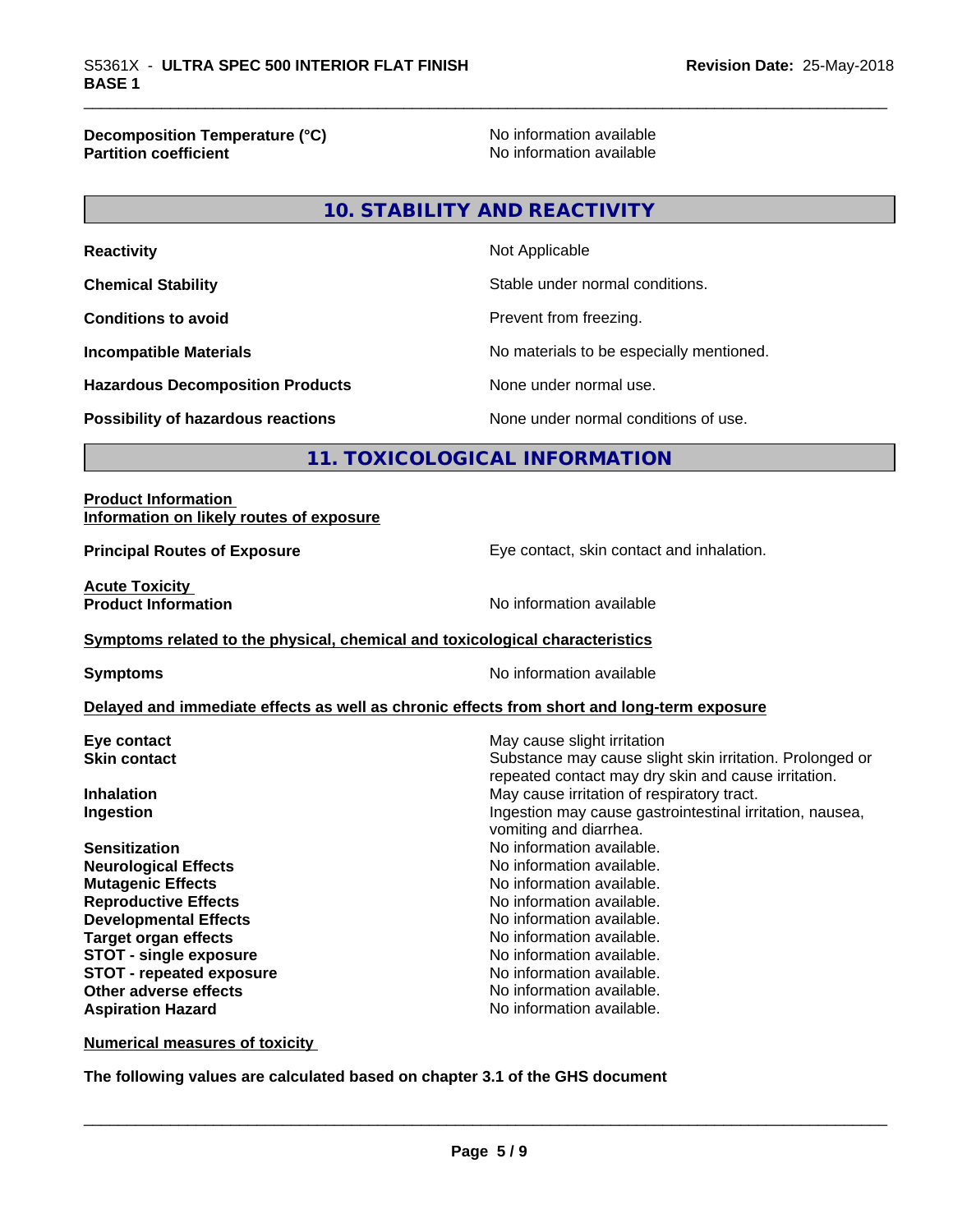| | |
|---|---|
| **Decomposition Temperature (°C)** | No information available |
| **Partition coefficient** | No information available |

## 10. STABILITY AND REACTIVITY

| | |
|---|---|
| **Reactivity** | Not Applicable |
| **Chemical Stability** | Stable under normal conditions. |
| **Conditions to avoid** | Prevent from freezing. |
| **Incompatible Materials** | No materials to be especially mentioned. |
| **Hazardous Decomposition Products** | None under normal use. |
| **Possibility of hazardous reactions** | None under normal conditions of use. |

## 11. TOXICOLOGICAL INFORMATION

**Product Information**
**Information on likely routes of exposure**

| | |
|---|---|
| **Principal Routes of Exposure** | Eye contact, skin contact and inhalation. |

**Acute Toxicity**

| | |
|---|---|
| **Product Information** | No information available |

**Symptoms related to the physical, chemical and toxicological characteristics**

| | |
|---|---|
| **Symptoms** | No information available |

**Delayed and immediate effects as well as chronic effects from short and long-term exposure**

| | |
|---|---|
| **Eye contact** | May cause slight irritation |
| **Skin contact** | Substance may cause slight skin irritation. Prolonged or repeated contact may dry skin and cause irritation. |
| **Inhalation** | May cause irritation of respiratory tract. |
| **Ingestion** | Ingestion may cause gastrointestinal irritation, nausea, vomiting and diarrhea. |
| **Sensitization** | No information available. |
| **Neurological Effects** | No information available. |
| **Mutagenic Effects** | No information available. |
| **Reproductive Effects** | No information available. |
| **Developmental Effects** | No information available. |
| **Target organ effects** | No information available. |
| **STOT - single exposure** | No information available. |
| **STOT - repeated exposure** | No information available. |
| **Other adverse effects** | No information available. |
| **Aspiration Hazard** | No information available. |

**Numerical measures of toxicity**

**The following values are calculated based on chapter 3.1 of the GHS document**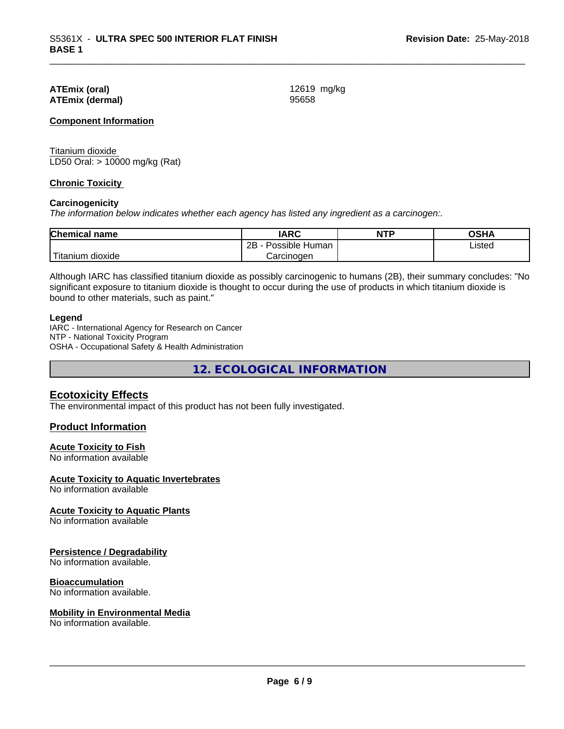**ATEmix (oral)** 12619 mg/kg
**ATEmix (dermal)** 95658

**Component Information**

Titanium dioxide
LD50 Oral: > 10000 mg/kg (Rat)

**Chronic Toxicity**

**Carcinogenicity**
*The information below indicates whether each agency has listed any ingredient as a carcinogen:.*

| Chemical name | IARC | NTP | OSHA |
|---|---|---|---|
| Titanium dioxide | 2B - Possible Human Carcinogen | | Listed |

Although IARC has classified titanium dioxide as possibly carcinogenic to humans (2B), their summary concludes: "No significant exposure to titanium dioxide is thought to occur during the use of products in which titanium dioxide is bound to other materials, such as paint."

**Legend**
IARC - International Agency for Research on Cancer
NTP - National Toxicity Program
OSHA - Occupational Safety & Health Administration

## 12. ECOLOGICAL INFORMATION

### Ecotoxicity Effects
The environmental impact of this product has not been fully investigated.

### Product Information

**Acute Toxicity to Fish**
No information available

**Acute Toxicity to Aquatic Invertebrates**
No information available

**Acute Toxicity to Aquatic Plants**
No information available

**Persistence / Degradability**
No information available.

**Bioaccumulation**
No information available.

**Mobility in Environmental Media**
No information available.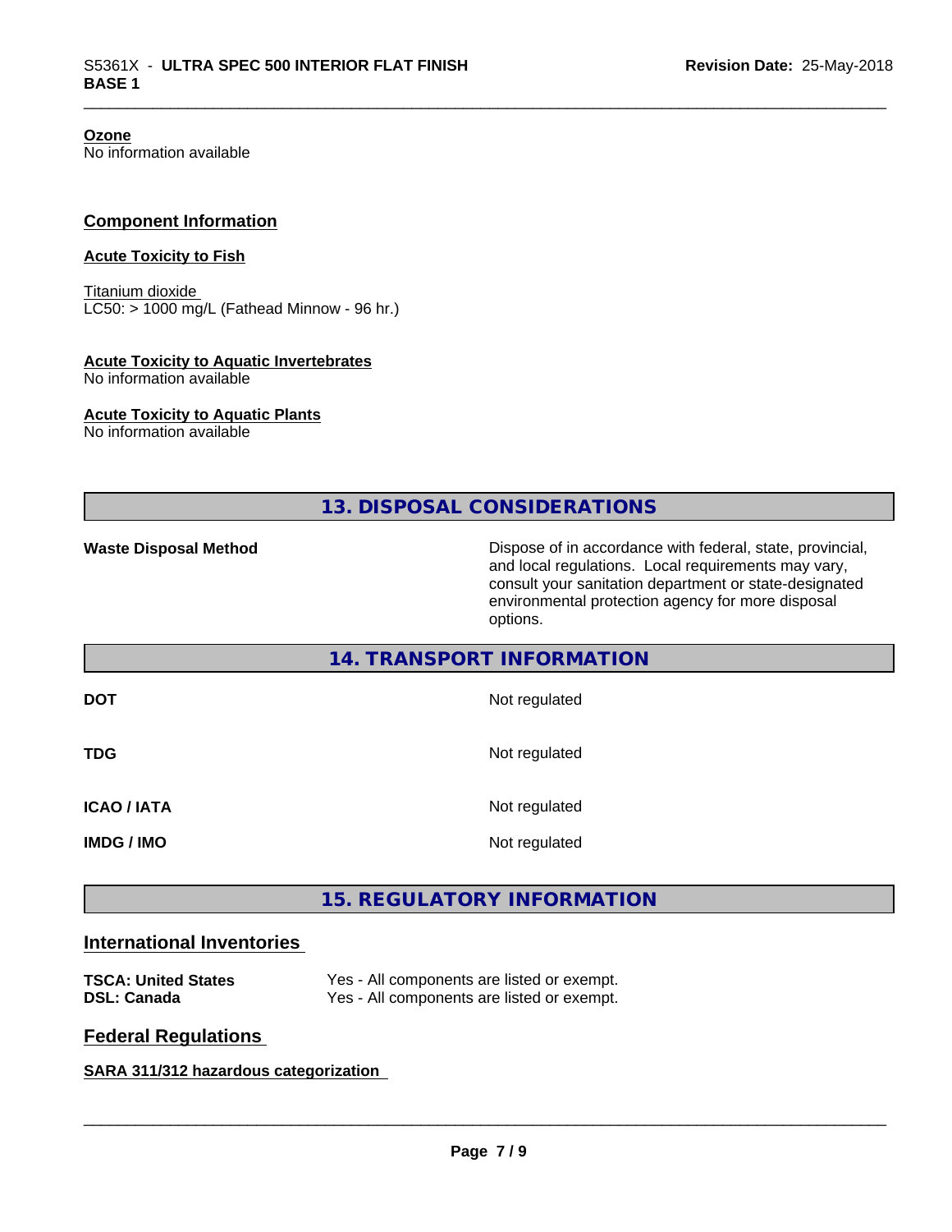**Ozone**
No information available

## Component Information

**Acute Toxicity to Fish**

Titanium dioxide
LC50: > 1000 mg/L (Fathead Minnow - 96 hr.)

**Acute Toxicity to Aquatic Invertebrates**
No information available

**Acute Toxicity to Aquatic Plants**
No information available

## 13. DISPOSAL CONSIDERATIONS

**Waste Disposal Method** Dispose of in accordance with federal, state, provincial, and local regulations. Local requirements may vary, consult your sanitation department or state-designated environmental protection agency for more disposal options.

## 14. TRANSPORT INFORMATION

| | |
|---|---|
| **DOT** | Not regulated |
| **TDG** | Not regulated |
| **ICAO / IATA** | Not regulated |
| **IMDG / IMO** | Not regulated |

## 15. REGULATORY INFORMATION

### International Inventories

| | |
|---|---|
| **TSCA: United States** | Yes - All components are listed or exempt. |
| **DSL: Canada** | Yes - All components are listed or exempt. |

### Federal Regulations

**SARA 311/312 hazardous categorization**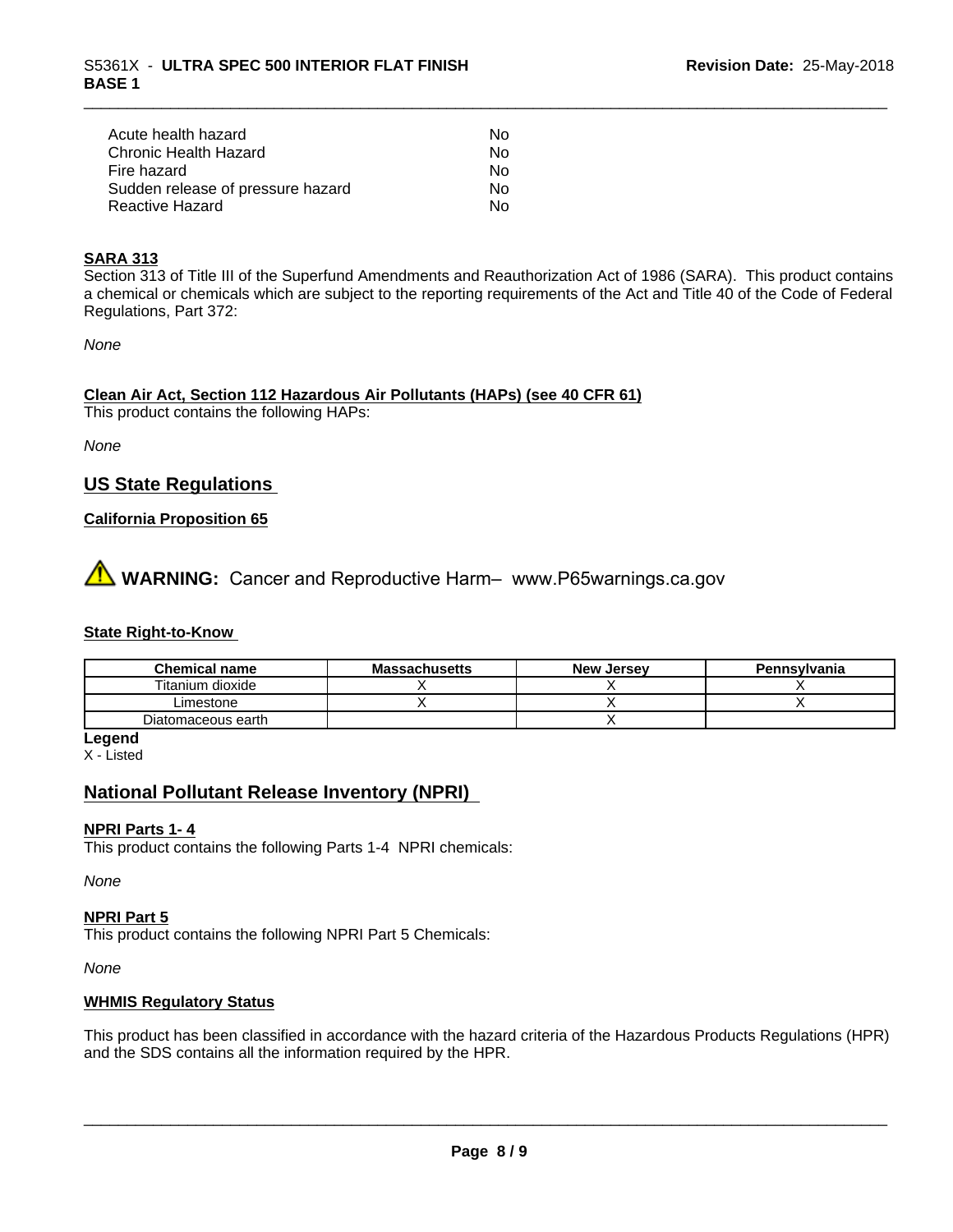| | |
|---|---|
| Acute health hazard | No |
| Chronic Health Hazard | No |
| Fire hazard | No |
| Sudden release of pressure hazard | No |
| Reactive Hazard | No |

**SARA 313**

Section 313 of Title III of the Superfund Amendments and Reauthorization Act of 1986 (SARA). This product contains a chemical or chemicals which are subject to the reporting requirements of the Act and Title 40 of the Code of Federal Regulations, Part 372:

*None*

**Clean Air Act, Section 112 Hazardous Air Pollutants (HAPs) (see 40 CFR 61)**

This product contains the following HAPs:

*None*

## US State Regulations

**California Proposition 65**

⚠ **WARNING:** Cancer and Reproductive Harm– www.P65warnings.ca.gov

**State Right-to-Know**

| Chemical name | Massachusetts | New Jersey | Pennsylvania |
|---|---|---|---|
| Titanium dioxide | X | X | X |
| Limestone | X | X | X |
| Diatomaceous earth | | X | |

**Legend**

X - Listed

## National Pollutant Release Inventory (NPRI)

**NPRI Parts 1- 4**

This product contains the following Parts 1-4 NPRI chemicals:

*None*

**NPRI Part 5**

This product contains the following NPRI Part 5 Chemicals:

*None*

**WHMIS Regulatory Status**

This product has been classified in accordance with the hazard criteria of the Hazardous Products Regulations (HPR) and the SDS contains all the information required by the HPR.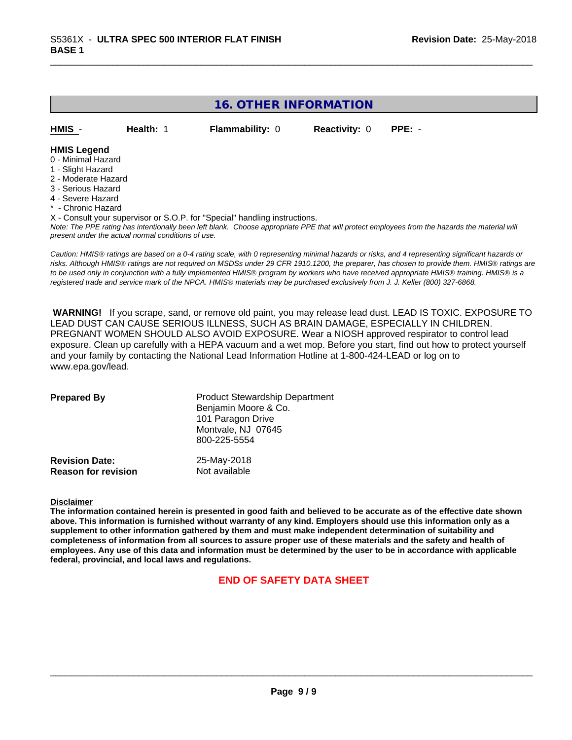## 16. OTHER INFORMATION

| HMIS - | Health: 1 | Flammability: 0 | Reactivity: 0 | PPE: - |
|---|---|---|---|---|

**HMIS Legend**

0 - Minimal Hazard
1 - Slight Hazard
2 - Moderate Hazard
3 - Serious Hazard
4 - Severe Hazard
* - Chronic Hazard
X - Consult your supervisor or S.O.P. for "Special" handling instructions.

*Note: The PPE rating has intentionally been left blank. Choose appropriate PPE that will protect employees from the hazards the material will present under the actual normal conditions of use.*

*Caution: HMIS® ratings are based on a 0-4 rating scale, with 0 representing minimal hazards or risks, and 4 representing significant hazards or risks. Although HMIS® ratings are not required on MSDSs under 29 CFR 1910.1200, the preparer, has chosen to provide them. HMIS® ratings are to be used only in conjunction with a fully implemented HMIS® program by workers who have received appropriate HMIS® training. HMIS® is a registered trade and service mark of the NPCA. HMIS® materials may be purchased exclusively from J. J. Keller (800) 327-6868.*

**WARNING!** If you scrape, sand, or remove old paint, you may release lead dust. LEAD IS TOXIC. EXPOSURE TO LEAD DUST CAN CAUSE SERIOUS ILLNESS, SUCH AS BRAIN DAMAGE, ESPECIALLY IN CHILDREN. PREGNANT WOMEN SHOULD ALSO AVOID EXPOSURE. Wear a NIOSH approved respirator to control lead exposure. Clean up carefully with a HEPA vacuum and a wet mop. Before you start, find out how to protect yourself and your family by contacting the National Lead Information Hotline at 1-800-424-LEAD or log on to www.epa.gov/lead.

**Prepared By**
Product Stewardship Department
Benjamin Moore & Co.
101 Paragon Drive
Montvale, NJ 07645
800-225-5554

**Revision Date:** 25-May-2018
**Reason for revision** Not available

**Disclaimer**

**The information contained herein is presented in good faith and believed to be accurate as of the effective date shown above. This information is furnished without warranty of any kind. Employers should use this information only as a supplement to other information gathered by them and must make independent determination of suitability and completeness of information from all sources to assure proper use of these materials and the safety and health of employees. Any use of this data and information must be determined by the user to be in accordance with applicable federal, provincial, and local laws and regulations.**

**END OF SAFETY DATA SHEET**